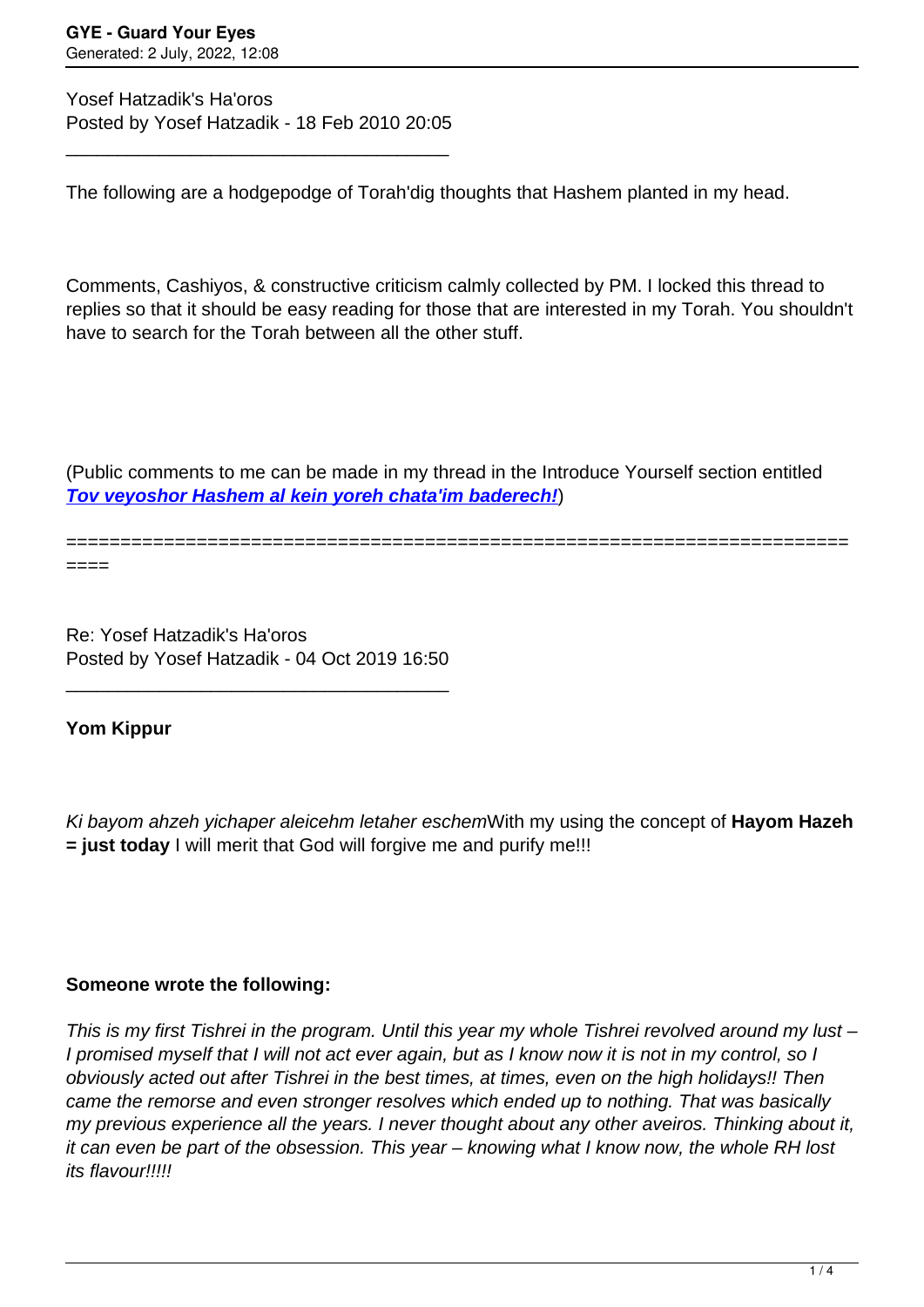Yosef Hatzadik's Ha'oros
Posted by Yosef Hatzadik - 18 Feb 2010 20:05

---

The following are a hodgepodge of Torah'dig thoughts that Hashem planted in my head.

Comments, Cashiyos, & constructive criticism calmly collected by PM. I locked this thread to replies so that it should be easy reading for those that are interested in my Torah. You shouldn't have to search for the Torah between all the other stuff.

(Public comments to me can be made in my thread in the Introduce Yourself section entitled ***Tov veyoshor Hashem al kein yoreh chata'im baderech!***)

========================================================================

Re: Yosef Hatzadik's Ha'oros
Posted by Yosef Hatzadik - 04 Oct 2019 16:50

---

**Yom Kippur**

*Ki bayom ahzeh yichaper aleicehm letaher eschem*With my using the concept of **Hayom Hazeh = just today** I will merit that God will forgive me and purify me!!!

**Someone wrote the following:**

*This is my first Tishrei in the program. Until this year my whole Tishrei revolved around my lust – I promised myself that I will not act ever again, but as I know now it is not in my control, so I obviously acted out after Tishrei in the best times, at times, even on the high holidays!! Then came the remorse and even stronger resolves which ended up to nothing. That was basically my previous experience all the years. I never thought about any other aveiros. Thinking about it, it can even be part of the obsession. This year – knowing what I know now, the whole RH lost its flavour!!!!!*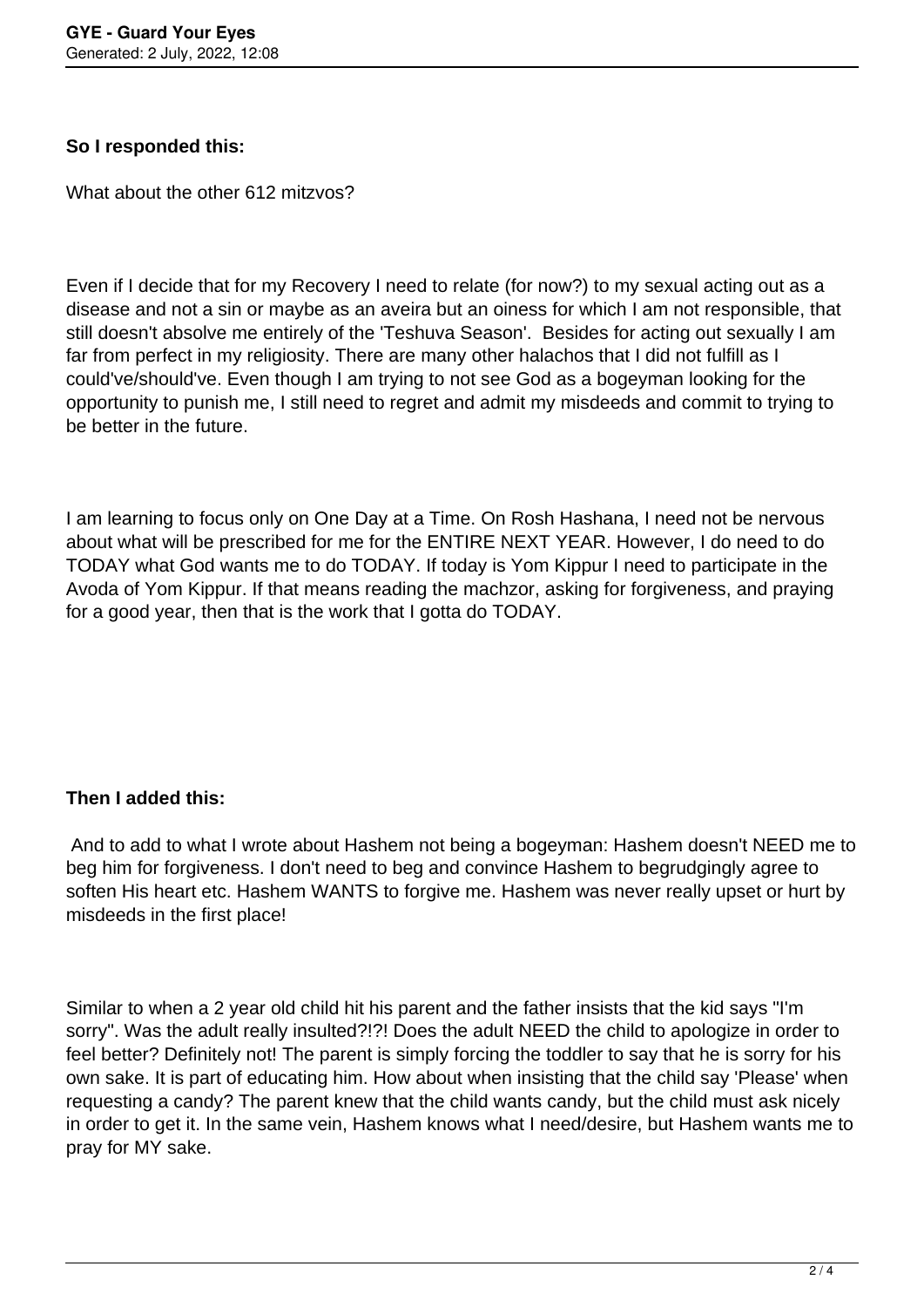**So I responded this:**

What about the other 612 mitzvos?

Even if I decide that for my Recovery I need to relate (for now?) to my sexual acting out as a disease and not a sin or maybe as an aveira but an oiness for which I am not responsible, that still doesn't absolve me entirely of the 'Teshuva Season'. Besides for acting out sexually I am far from perfect in my religiosity. There are many other halachos that I did not fulfill as I could've/should've. Even though I am trying to not see God as a bogeyman looking for the opportunity to punish me, I still need to regret and admit my misdeeds and commit to trying to be better in the future.

I am learning to focus only on One Day at a Time. On Rosh Hashana, I need not be nervous about what will be prescribed for me for the ENTIRE NEXT YEAR. However, I do need to do TODAY what God wants me to do TODAY. If today is Yom Kippur I need to participate in the Avoda of Yom Kippur. If that means reading the machzor, asking for forgiveness, and praying for a good year, then that is the work that I gotta do TODAY.

**Then I added this:**

And to add to what I wrote about Hashem not being a bogeyman: Hashem doesn't NEED me to beg him for forgiveness. I don't need to beg and convince Hashem to begrudgingly agree to soften His heart etc. Hashem WANTS to forgive me. Hashem was never really upset or hurt by misdeeds in the first place!

Similar to when a 2 year old child hit his parent and the father insists that the kid says "I'm sorry". Was the adult really insulted?!?! Does the adult NEED the child to apologize in order to feel better? Definitely not! The parent is simply forcing the toddler to say that he is sorry for his own sake. It is part of educating him. How about when insisting that the child say 'Please' when requesting a candy? The parent knew that the child wants candy, but the child must ask nicely in order to get it. In the same vein, Hashem knows what I need/desire, but Hashem wants me to pray for MY sake.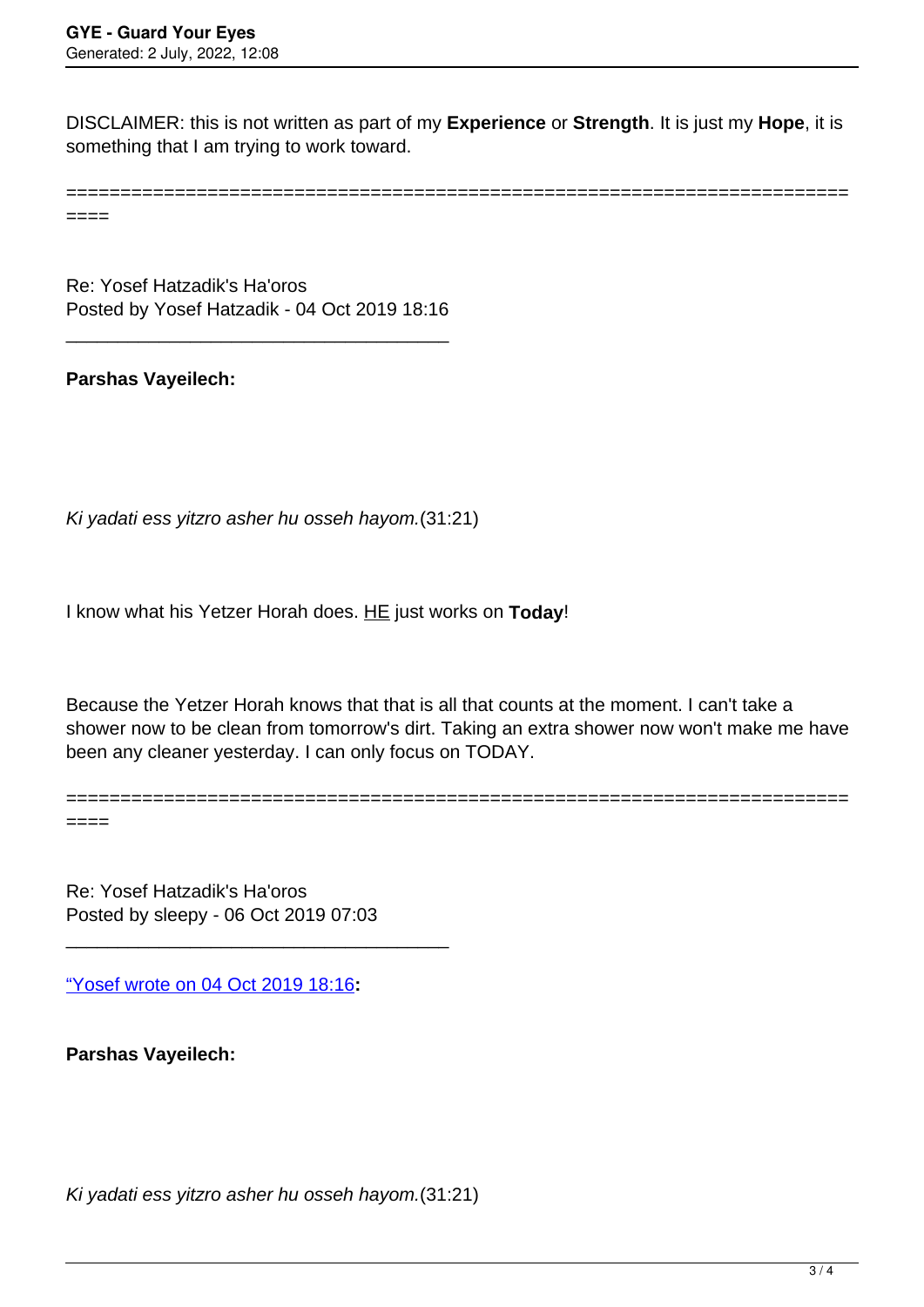DISCLAIMER: this is not written as part of my **Experience** or **Strength**. It is just my **Hope**, it is something that I am trying to work toward.

============================================================================

Re: Yosef Hatzadik's Ha'oros
Posted by Yosef Hatzadik - 04 Oct 2019 18:16

---

**Parshas Vayeilech:**

*Ki yadati ess yitzro asher hu osseh hayom.*(31:21)

I know what his Yetzer Horah does. <u>HE</u> just works on **Today**!

Because the Yetzer Horah knows that that is all that counts at the moment. I can't take a shower now to be clean from tomorrow's dirt. Taking an extra shower now won't make me have been any cleaner yesterday. I can only focus on TODAY.

============================================================================

Re: Yosef Hatzadik's Ha'oros
Posted by sleepy - 06 Oct 2019 07:03

---

"Yosef wrote on 04 Oct 2019 18:16**:**

**Parshas Vayeilech:**

*Ki yadati ess yitzro asher hu osseh hayom.*(31:21)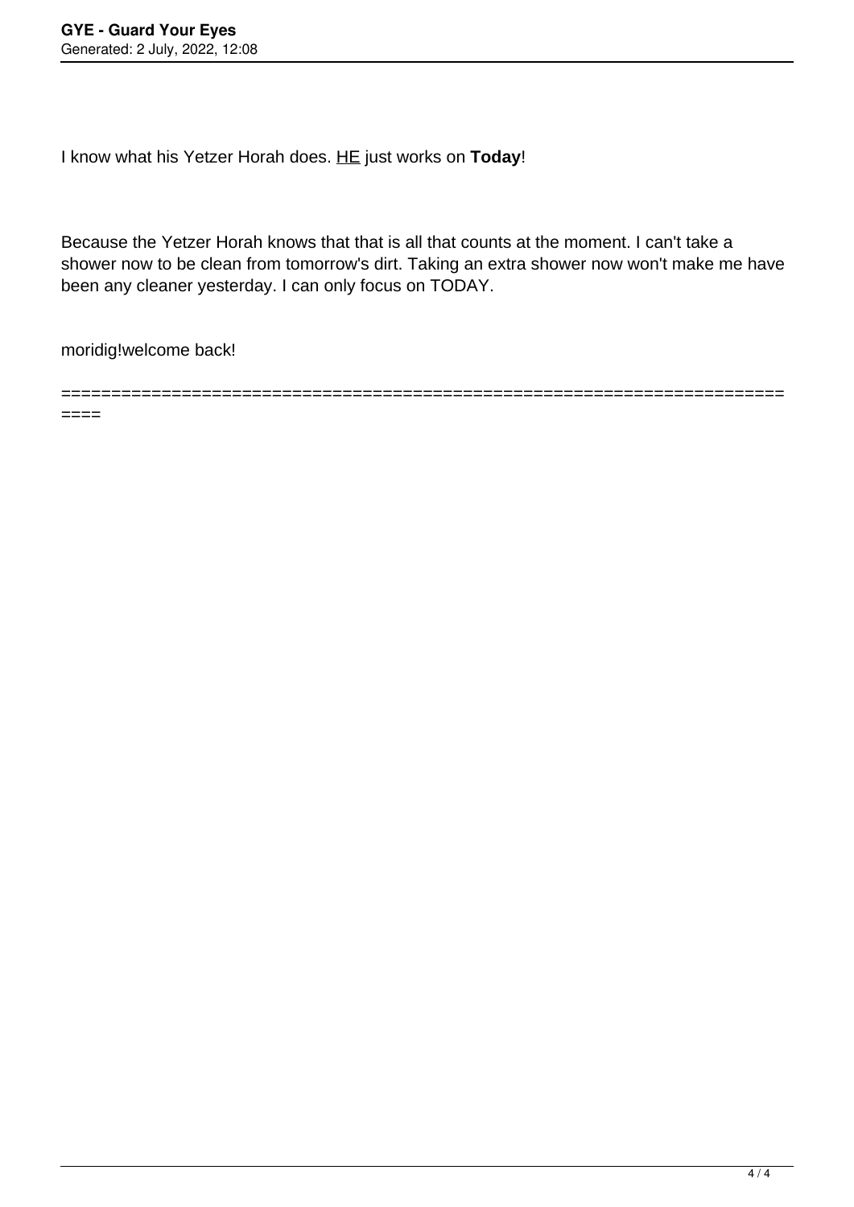I know what his Yetzer Horah does. <u>HE</u> just works on **Today**!

Because the Yetzer Horah knows that that is all that counts at the moment. I can't take a shower now to be clean from tomorrow's dirt. Taking an extra shower now won't make me have been any cleaner yesterday. I can only focus on TODAY.

moridig!welcome back!

============================================================================